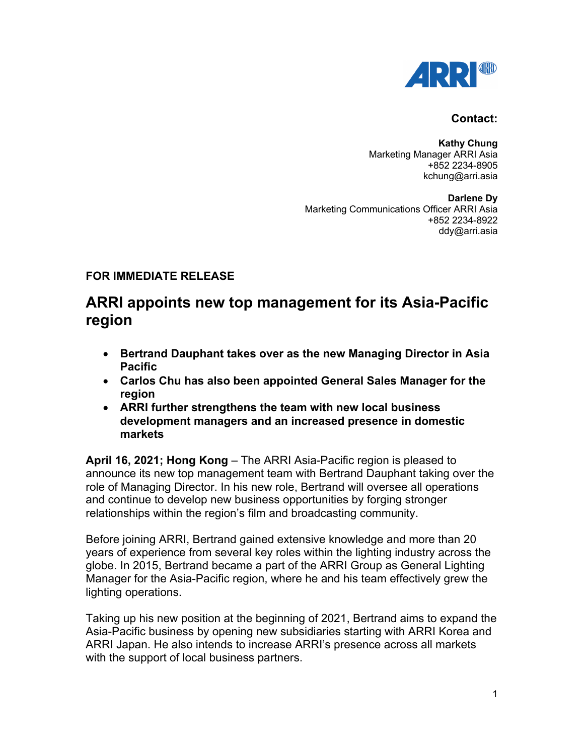**Contact:**

**Kathy Chung**
Marketing Manager ARRI Asia
+852 2234-8905
kchung@arri.asia

**Darlene Dy**
Marketing Communications Officer ARRI Asia
+852 2234-8922
ddy@arri.asia

**FOR IMMEDIATE RELEASE**

# ARRI appoints new top management for its Asia-Pacific region

- **Bertrand Dauphant takes over as the new Managing Director in Asia Pacific**
- **Carlos Chu has also been appointed General Sales Manager for the region**
- **ARRI further strengthens the team with new local business development managers and an increased presence in domestic markets**

**April 16, 2021; Hong Kong** – The ARRI Asia-Pacific region is pleased to announce its new top management team with Bertrand Dauphant taking over the role of Managing Director. In his new role, Bertrand will oversee all operations and continue to develop new business opportunities by forging stronger relationships within the region's film and broadcasting community.

Before joining ARRI, Bertrand gained extensive knowledge and more than 20 years of experience from several key roles within the lighting industry across the globe. In 2015, Bertrand became a part of the ARRI Group as General Lighting Manager for the Asia-Pacific region, where he and his team effectively grew the lighting operations.

Taking up his new position at the beginning of 2021, Bertrand aims to expand the Asia-Pacific business by opening new subsidiaries starting with ARRI Korea and ARRI Japan. He also intends to increase ARRI's presence across all markets with the support of local business partners.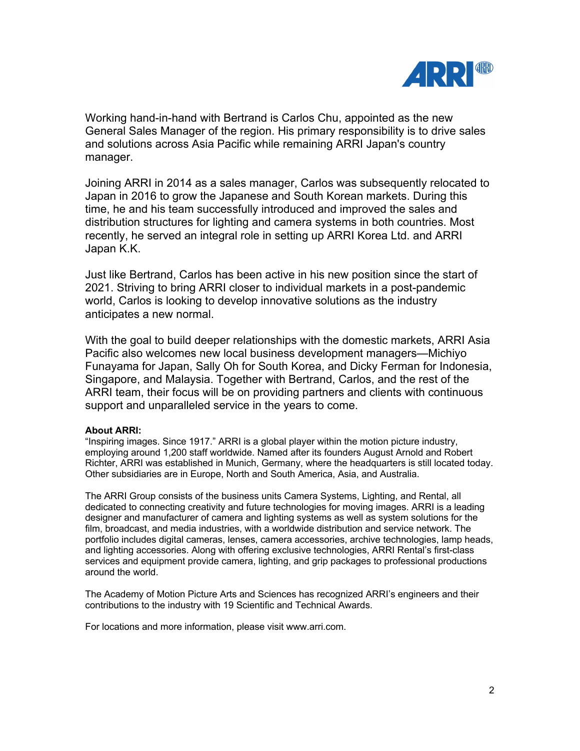Working hand-in-hand with Bertrand is Carlos Chu, appointed as the new General Sales Manager of the region. His primary responsibility is to drive sales and solutions across Asia Pacific while remaining ARRI Japan's country manager.

Joining ARRI in 2014 as a sales manager, Carlos was subsequently relocated to Japan in 2016 to grow the Japanese and South Korean markets. During this time, he and his team successfully introduced and improved the sales and distribution structures for lighting and camera systems in both countries. Most recently, he served an integral role in setting up ARRI Korea Ltd. and ARRI Japan K.K.

Just like Bertrand, Carlos has been active in his new position since the start of 2021. Striving to bring ARRI closer to individual markets in a post-pandemic world, Carlos is looking to develop innovative solutions as the industry anticipates a new normal.

With the goal to build deeper relationships with the domestic markets, ARRI Asia Pacific also welcomes new local business development managers—Michiyo Funayama for Japan, Sally Oh for South Korea, and Dicky Ferman for Indonesia, Singapore, and Malaysia. Together with Bertrand, Carlos, and the rest of the ARRI team, their focus will be on providing partners and clients with continuous support and unparalleled service in the years to come.

**About ARRI:**

"Inspiring images. Since 1917." ARRI is a global player within the motion picture industry, employing around 1,200 staff worldwide. Named after its founders August Arnold and Robert Richter, ARRI was established in Munich, Germany, where the headquarters is still located today. Other subsidiaries are in Europe, North and South America, Asia, and Australia.

The ARRI Group consists of the business units Camera Systems, Lighting, and Rental, all dedicated to connecting creativity and future technologies for moving images. ARRI is a leading designer and manufacturer of camera and lighting systems as well as system solutions for the film, broadcast, and media industries, with a worldwide distribution and service network. The portfolio includes digital cameras, lenses, camera accessories, archive technologies, lamp heads, and lighting accessories. Along with offering exclusive technologies, ARRI Rental's first-class services and equipment provide camera, lighting, and grip packages to professional productions around the world.

The Academy of Motion Picture Arts and Sciences has recognized ARRI's engineers and their contributions to the industry with 19 Scientific and Technical Awards.

For locations and more information, please visit www.arri.com.